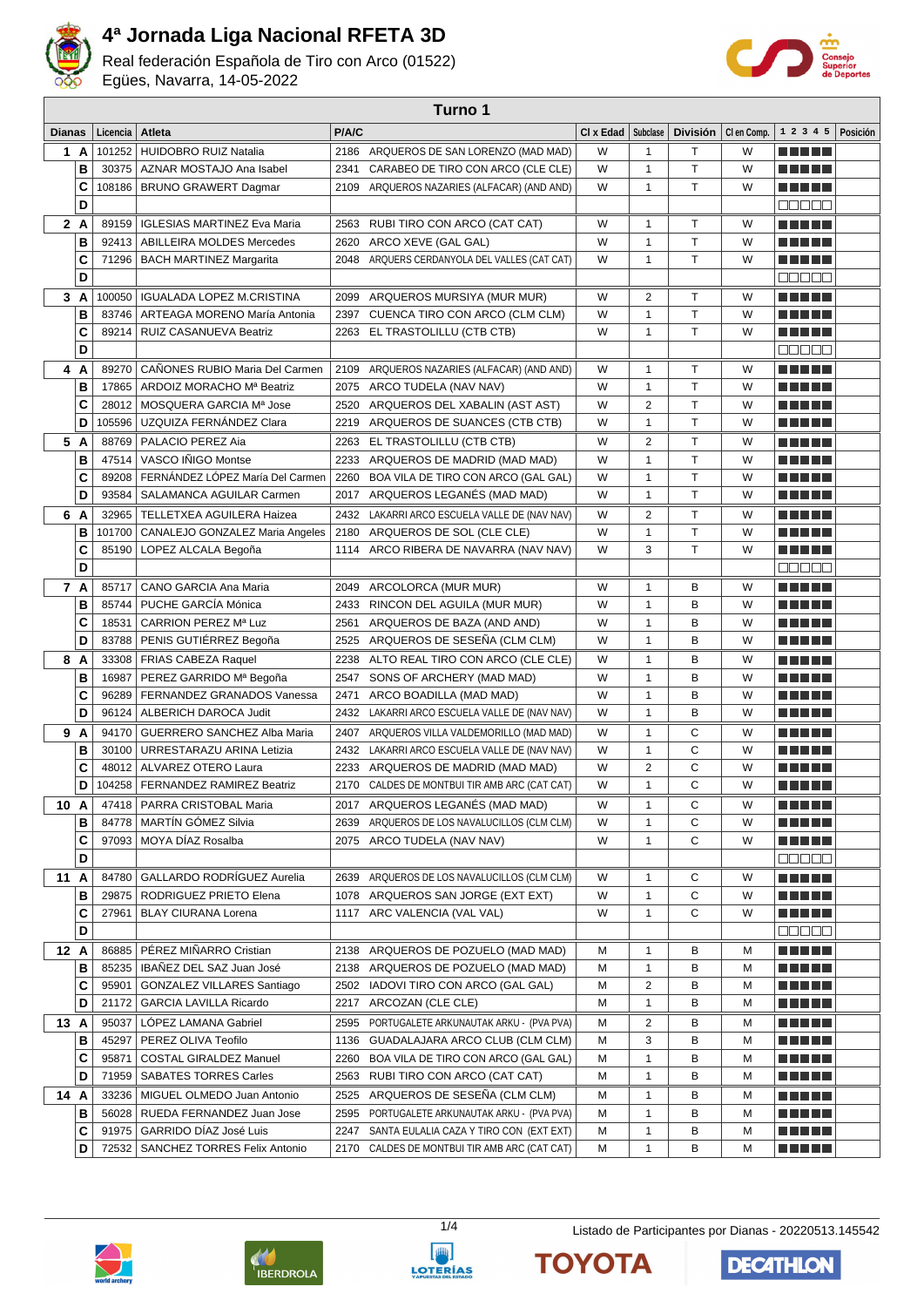# 4ª Jornada Liga Nacional RFETA 3D

Real federación Española de Tiro con Arco (01522)
Egües, Navarra, 14-05-2022

## Turno 1

| Dianas | | Licencia | Atleta | P/A/C | | Cl x Edad | Subclase | División | Cl en Comp. | 1 2 3 4 5 | Posición |
|---|---|---|---|---|---|---|---|---|---|---|---|
| 1 | A | 101252 | HUIDOBRO RUIZ Natalia | 2186 | ARQUEROS DE SAN LORENZO (MAD MAD) | W | 1 | T | W | | |
| | B | 30375 | AZNAR MOSTAJO Ana Isabel | 2341 | CARABEO DE TIRO CON ARCO (CLE CLE) | W | 1 | T | W | | |
| | C | 108186 | BRUNO GRAWERT Dagmar | 2109 | ARQUEROS NAZARIES (ALFACAR) (AND AND) | W | 1 | T | W | | |
| | D | | | | | | | | | | |
| 2 | A | 89159 | IGLESIAS MARTINEZ Eva Maria | 2563 | RUBI TIRO CON ARCO (CAT CAT) | W | 1 | T | W | | |
| | B | 92413 | ABILLEIRA MOLDES Mercedes | 2620 | ARCO XEVE (GAL GAL) | W | 1 | T | W | | |
| | C | 71296 | BACH MARTINEZ Margarita | 2048 | ARQUERS CERDANYOLA DEL VALLES (CAT CAT) | W | 1 | T | W | | |
| | D | | | | | | | | | | |
| 3 | A | 100050 | IGUALADA LOPEZ M.CRISTINA | 2099 | ARQUEROS MURSIYA (MUR MUR) | W | 2 | T | W | | |
| | B | 83746 | ARTEAGA MORENO María Antonia | 2397 | CUENCA TIRO CON ARCO (CLM CLM) | W | 1 | T | W | | |
| | C | 89214 | RUIZ CASANUEVA Beatriz | 2263 | EL TRASTOLILLU (CTB CTB) | W | 1 | T | W | | |
| | D | | | | | | | | | | |
| 4 | A | 89270 | CAÑONES RUBIO Maria Del Carmen | 2109 | ARQUEROS NAZARIES (ALFACAR) (AND AND) | W | 1 | T | W | | |
| | B | 17865 | ARDOIZ MORACHO Mª Beatriz | 2075 | ARCO TUDELA (NAV NAV) | W | 1 | T | W | | |
| | C | 28012 | MOSQUERA GARCIA Mª Jose | 2520 | ARQUEROS DEL XABALIN (AST AST) | W | 2 | T | W | | |
| | D | 105596 | UZQUIZA FERNÁNDEZ Clara | 2219 | ARQUEROS DE SUANCES (CTB CTB) | W | 1 | T | W | | |
| 5 | A | 88769 | PALACIO PEREZ Aia | 2263 | EL TRASTOLILLU (CTB CTB) | W | 2 | T | W | | |
| | B | 47514 | VASCO IÑIGO Montse | 2233 | ARQUEROS DE MADRID (MAD MAD) | W | 1 | T | W | | |
| | C | 89208 | FERNÁNDEZ LÓPEZ María Del Carmen | 2260 | BOA VILA DE TIRO CON ARCO (GAL GAL) | W | 1 | T | W | | |
| | D | 93584 | SALAMANCA AGUILAR Carmen | 2017 | ARQUEROS LEGANÉS (MAD MAD) | W | 1 | T | W | | |
| 6 | A | 32965 | TELLETXEA AGUILERA Haizea | 2432 | LAKARRI ARCO ESCUELA VALLE DE (NAV NAV) | W | 2 | T | W | | |
| | B | 101700 | CANALEJO GONZALEZ Maria Angeles | 2180 | ARQUEROS DE SOL (CLE CLE) | W | 1 | T | W | | |
| | C | 85190 | LOPEZ ALCALA Begoña | 1114 | ARCO RIBERA DE NAVARRA (NAV NAV) | W | 3 | T | W | | |
| | D | | | | | | | | | | |
| 7 | A | 85717 | CANO GARCIA Ana Maria | 2049 | ARCOLORCA (MUR MUR) | W | 1 | B | W | | |
| | B | 85744 | PUCHE GARCÍA Mónica | 2433 | RINCON DEL AGUILA (MUR MUR) | W | 1 | B | W | | |
| | C | 18531 | CARRION PEREZ Mª Luz | 2561 | ARQUEROS DE BAZA (AND AND) | W | 1 | B | W | | |
| | D | 83788 | PENIS GUTIÉRREZ Begoña | 2525 | ARQUEROS DE SESEÑA (CLM CLM) | W | 1 | B | W | | |
| 8 | A | 33308 | FRIAS CABEZA Raquel | 2238 | ALTO REAL TIRO CON ARCO (CLE CLE) | W | 1 | B | W | | |
| | B | 16987 | PEREZ GARRIDO Mª Begoña | 2547 | SONS OF ARCHERY (MAD MAD) | W | 1 | B | W | | |
| | C | 96289 | FERNANDEZ GRANADOS Vanessa | 2471 | ARCO BOADILLA (MAD MAD) | W | 1 | B | W | | |
| | D | 96124 | ALBERICH DAROCA Judit | 2432 | LAKARRI ARCO ESCUELA VALLE DE (NAV NAV) | W | 1 | B | W | | |
| 9 | A | 94170 | GUERRERO SANCHEZ Alba Maria | 2407 | ARQUEROS VILLA VALDEMORILLO (MAD MAD) | W | 1 | C | W | | |
| | B | 30100 | URRESTARAZU ARINA Letizia | 2432 | LAKARRI ARCO ESCUELA VALLE DE (NAV NAV) | W | 1 | C | W | | |
| | C | 48012 | ALVAREZ OTERO Laura | 2233 | ARQUEROS DE MADRID (MAD MAD) | W | 2 | C | W | | |
| | D | 104258 | FERNANDEZ RAMIREZ Beatriz | 2170 | CALDES DE MONTBUI TIR AMB ARC (CAT CAT) | W | 1 | C | W | | |
| 10 | A | 47418 | PARRA CRISTOBAL Maria | 2017 | ARQUEROS LEGANÉS (MAD MAD) | W | 1 | C | W | | |
| | B | 84778 | MARTÍN GÓMEZ Silvia | 2639 | ARQUEROS DE LOS NAVALUCILLOS (CLM CLM) | W | 1 | C | W | | |
| | C | 97093 | MOYA DÍAZ Rosalba | 2075 | ARCO TUDELA (NAV NAV) | W | 1 | C | W | | |
| | D | | | | | | | | | | |
| 11 | A | 84780 | GALLARDO RODRÍGUEZ Aurelia | 2639 | ARQUEROS DE LOS NAVALUCILLOS (CLM CLM) | W | 1 | C | W | | |
| | B | 29875 | RODRIGUEZ PRIETO Elena | 1078 | ARQUEROS SAN JORGE (EXT EXT) | W | 1 | C | W | | |
| | C | 27961 | BLAY CIURANA Lorena | 1117 | ARC VALENCIA (VAL VAL) | W | 1 | C | W | | |
| | D | | | | | | | | | | |
| 12 | A | 86885 | PÉREZ MIÑARRO Cristian | 2138 | ARQUEROS DE POZUELO (MAD MAD) | M | 1 | B | M | | |
| | B | 85235 | IBAÑEZ DEL SAZ Juan José | 2138 | ARQUEROS DE POZUELO (MAD MAD) | M | 1 | B | M | | |
| | C | 95901 | GONZALEZ VILLARES Santiago | 2502 | IADOVI TIRO CON ARCO (GAL GAL) | M | 2 | B | M | | |
| | D | 21172 | GARCIA LAVILLA Ricardo | 2217 | ARCOZAN (CLE CLE) | M | 1 | B | M | | |
| 13 | A | 95037 | LÓPEZ LAMANA Gabriel | 2595 | PORTUGALETE ARKUNAUTAK ARKU - (PVA PVA) | M | 2 | B | M | | |
| | B | 45297 | PEREZ OLIVA Teofilo | 1136 | GUADALAJARA ARCO CLUB (CLM CLM) | M | 3 | B | M | | |
| | C | 95871 | COSTAL GIRALDEZ Manuel | 2260 | BOA VILA DE TIRO CON ARCO (GAL GAL) | M | 1 | B | M | | |
| | D | 71959 | SABATES TORRES Carles | 2563 | RUBI TIRO CON ARCO (CAT CAT) | M | 1 | B | M | | |
| 14 | A | 33236 | MIGUEL OLMEDO Juan Antonio | 2525 | ARQUEROS DE SESEÑA (CLM CLM) | M | 1 | B | M | | |
| | B | 56028 | RUEDA FERNANDEZ Juan Jose | 2595 | PORTUGALETE ARKUNAUTAK ARKU - (PVA PVA) | M | 1 | B | M | | |
| | C | 91975 | GARRIDO DÍAZ José Luis | 2247 | SANTA EULALIA CAZA Y TIRO CON (EXT EXT) | M | 1 | B | M | | |
| | D | 72532 | SANCHEZ TORRES Felix Antonio | 2170 | CALDES DE MONTBUI TIR AMB ARC (CAT CAT) | M | 1 | B | M | | |

Listado de Participantes por Dianas - 20220513.145542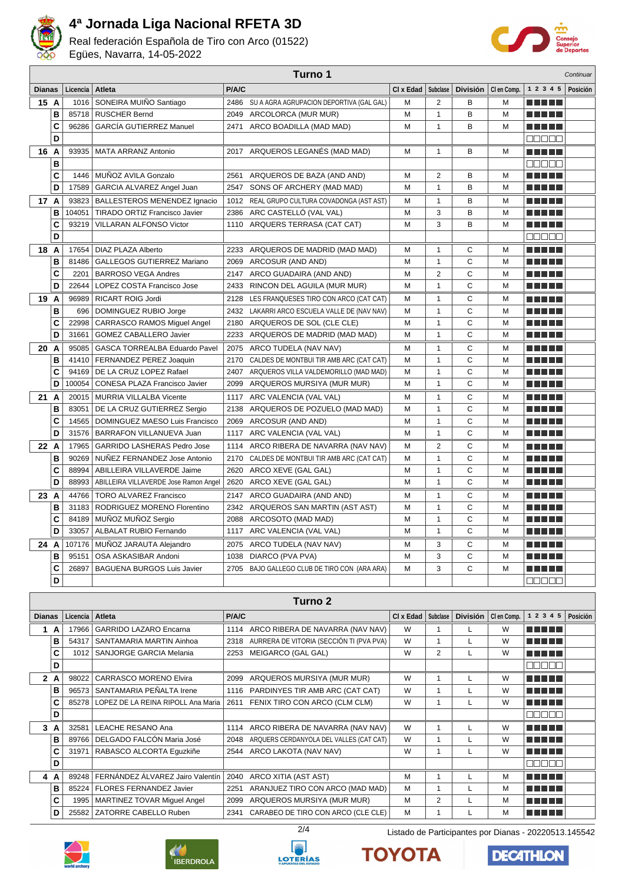# 4ª Jornada Liga Nacional RFETA 3D

Real federación Española de Tiro con Arco (01522)
Egües, Navarra, 14-05-2022

## Turno 1

*Continuar*

| Dianas | | Licencia | Atleta | P/A/C | | Cl x Edad | Subclase | División | Cl en Comp. | 1 2 3 4 5 | Posición |
|---|---|---|---|---|---|---|---|---|---|---|---|
| 15 | A | 1016 | SONEIRA MUIÑO Santiago | 2486 | SU A AGRA AGRUPACION DEPORTIVA (GAL GAL) | M | 2 | B | M | | |
| | B | 85718 | RUSCHER Bernd | 2049 | ARCOLORCA (MUR MUR) | M | 1 | B | M | | |
| | C | 96286 | GARCÍA GUTIERREZ Manuel | 2471 | ARCO BOADILLA (MAD MAD) | M | 1 | B | M | | |
| | D | | | | | | | | | | |
| 16 | A | 93935 | MATA ARRANZ Antonio | 2017 | ARQUEROS LEGANÉS (MAD MAD) | M | 1 | B | M | | |
| | B | | | | | | | | | | |
| | C | 1446 | MUÑOZ AVILA Gonzalo | 2561 | ARQUEROS DE BAZA (AND AND) | M | 2 | B | M | | |
| | D | 17589 | GARCIA ALVAREZ Angel Juan | 2547 | SONS OF ARCHERY (MAD MAD) | M | 1 | B | M | | |
| 17 | A | 93823 | BALLESTEROS MENENDEZ Ignacio | 1012 | REAL GRUPO CULTURA COVADONGA (AST AST) | M | 1 | B | M | | |
| | B | 104051 | TIRADO ORTIZ Francisco Javier | 2386 | ARC CASTELLÓ (VAL VAL) | M | 3 | B | M | | |
| | C | 93219 | VILLARAN ALFONSO Victor | 1110 | ARQUERS TERRASA (CAT CAT) | M | 3 | B | M | | |
| | D | | | | | | | | | | |
| 18 | A | 17654 | DIAZ PLAZA Alberto | 2233 | ARQUEROS DE MADRID (MAD MAD) | M | 1 | C | M | | |
| | B | 81486 | GALLEGOS GUTIERREZ Mariano | 2069 | ARCOSUR (AND AND) | M | 1 | C | M | | |
| | C | 2201 | BARROSO VEGA Andres | 2147 | ARCO GUADAIRA (AND AND) | M | 2 | C | M | | |
| | D | 22644 | LOPEZ COSTA Francisco Jose | 2433 | RINCON DEL AGUILA (MUR MUR) | M | 1 | C | M | | |
| 19 | A | 96989 | RICART ROIG Jordi | 2128 | LES FRANQUESES TIRO CON ARCO (CAT CAT) | M | 1 | C | M | | |
| | B | 696 | DOMINGUEZ RUBIO Jorge | 2432 | LAKARRI ARCO ESCUELA VALLE DE (NAV NAV) | M | 1 | C | M | | |
| | C | 22998 | CARRASCO RAMOS Miguel Angel | 2180 | ARQUEROS DE SOL (CLE CLE) | M | 1 | C | M | | |
| | D | 31661 | GOMEZ CABALLERO Javier | 2233 | ARQUEROS DE MADRID (MAD MAD) | M | 1 | C | M | | |
| 20 | A | 95085 | GASCA TORREALBA Eduardo Pavel | 2075 | ARCO TUDELA (NAV NAV) | M | 1 | C | M | | |
| | B | 41410 | FERNANDEZ PEREZ Joaquin | 2170 | CALDES DE MONTBUI TIR AMB ARC (CAT CAT) | M | 1 | C | M | | |
| | C | 94169 | DE LA CRUZ LOPEZ Rafael | 2407 | ARQUEROS VILLA VALDEMORILLO (MAD MAD) | M | 1 | C | M | | |
| | D | 100054 | CONESA PLAZA Francisco Javier | 2099 | ARQUEROS MURSIYA (MUR MUR) | M | 1 | C | M | | |
| 21 | A | 20015 | MURRIA VILLALBA Vicente | 1117 | ARC VALENCIA (VAL VAL) | M | 1 | C | M | | |
| | B | 83051 | DE LA CRUZ GUTIERREZ Sergio | 2138 | ARQUEROS DE POZUELO (MAD MAD) | M | 1 | C | M | | |
| | C | 14565 | DOMINGUEZ MAESO Luis Francisco | 2069 | ARCOSUR (AND AND) | M | 1 | C | M | | |
| | D | 31576 | BARRAFON VILLANUEVA Juan | 1117 | ARC VALENCIA (VAL VAL) | M | 1 | C | M | | |
| 22 | A | 17965 | GARRIDO LASHERAS Pedro Jose | 1114 | ARCO RIBERA DE NAVARRA (NAV NAV) | M | 2 | C | M | | |
| | B | 90269 | NUÑEZ FERNANDEZ Jose Antonio | 2170 | CALDES DE MONTBUI TIR AMB ARC (CAT CAT) | M | 1 | C | M | | |
| | C | 88994 | ABILLEIRA VILLAVERDE Jaime | 2620 | ARCO XEVE (GAL GAL) | M | 1 | C | M | | |
| | D | 88993 | ABILLEIRA VILLAVERDE Jose Ramon Angel | 2620 | ARCO XEVE (GAL GAL) | M | 1 | C | M | | |
| 23 | A | 44766 | TORO ALVAREZ Francisco | 2147 | ARCO GUADAIRA (AND AND) | M | 1 | C | M | | |
| | B | 31183 | RODRIGUEZ MORENO Florentino | 2342 | ARQUEROS SAN MARTIN (AST AST) | M | 1 | C | M | | |
| | C | 84189 | MUÑOZ MUÑOZ Sergio | 2088 | ARCOSOTO (MAD MAD) | M | 1 | C | M | | |
| | D | 33057 | ALBALAT RUBIO Fernando | 1117 | ARC VALENCIA (VAL VAL) | M | 1 | C | M | | |
| 24 | A | 107176 | MUÑOZ JARAUTA Alejandro | 2075 | ARCO TUDELA (NAV NAV) | M | 3 | C | M | | |
| | B | 95151 | OSA ASKASIBAR Andoni | 1038 | DIARCO (PVA PVA) | M | 3 | C | M | | |
| | C | 26897 | BAGUENA BURGOS Luis Javier | 2705 | BAJO GALLEGO CLUB DE TIRO CON (ARA ARA) | M | 3 | C | M | | |
| | D | | | | | | | | | | |

## Turno 2

| Dianas | | Licencia | Atleta | P/A/C | | Cl x Edad | Subclase | División | Cl en Comp. | 1 2 3 4 5 | Posición |
|---|---|---|---|---|---|---|---|---|---|---|---|
| 1 | A | 17966 | GARRIDO LAZARO Encarna | 1114 | ARCO RIBERA DE NAVARRA (NAV NAV) | W | 1 | L | W | | |
| | B | 54317 | SANTAMARIA MARTIN Ainhoa | 2318 | AURRERA DE VITORIA (SECCIÓN TI (PVA PVA) | W | 1 | L | W | | |
| | C | 1012 | SANJORGE GARCIA Melania | 2253 | MEIGARCO (GAL GAL) | W | 2 | L | W | | |
| | D | | | | | | | | | | |
| 2 | A | 98022 | CARRASCO MORENO Elvira | 2099 | ARQUEROS MURSIYA (MUR MUR) | W | 1 | L | W | | |
| | B | 96573 | SANTAMARIA PEÑALTA Irene | 1116 | PARDINYES TIR AMB ARC (CAT CAT) | W | 1 | L | W | | |
| | C | 85278 | LOPEZ DE LA REINA RIPOLL Ana Maria | 2611 | FENIX TIRO CON ARCO (CLM CLM) | W | 1 | L | W | | |
| | D | | | | | | | | | | |
| 3 | A | 32581 | LEACHE RESANO Ana | 1114 | ARCO RIBERA DE NAVARRA (NAV NAV) | W | 1 | L | W | | |
| | B | 89766 | DELGADO FALCÓN Maria José | 2048 | ARQUERS CERDANYOLA DEL VALLES (CAT CAT) | W | 1 | L | W | | |
| | C | 31971 | RABASCO ALCORTA Eguzkiñe | 2544 | ARCO LAKOTA (NAV NAV) | W | 1 | L | W | | |
| | D | | | | | | | | | | |
| 4 | A | 89248 | FERNÁNDEZ ÁLVAREZ Jairo Valentín | 2040 | ARCO XITIA (AST AST) | M | 1 | L | M | | |
| | B | 85224 | FLORES FERNANDEZ Javier | 2251 | ARANJUEZ TIRO CON ARCO (MAD MAD) | M | 1 | L | M | | |
| | C | 1995 | MARTINEZ TOVAR Miguel Angel | 2099 | ARQUEROS MURSIYA (MUR MUR) | M | 2 | L | M | | |
| | D | 25582 | ZATORRE CABELLO Ruben | 2341 | CARABEO DE TIRO CON ARCO (CLE CLE) | M | 1 | L | M | | |

Listado de Participantes por Dianas - 20220513.145542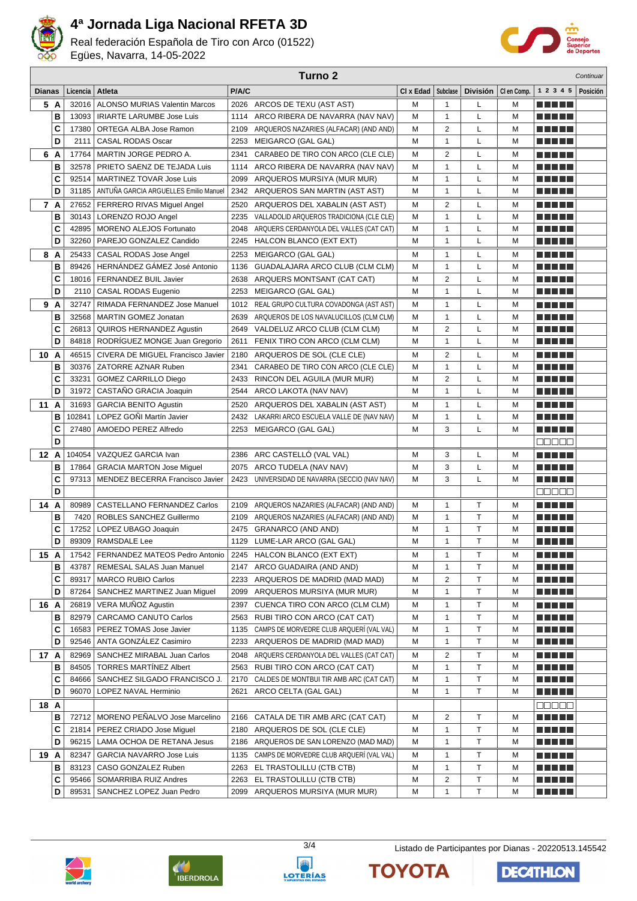# 4ª Jornada Liga Nacional RFETA 3D

Real federación Española de Tiro con Arco (01522)
Egües, Navarra, 14-05-2022

**Turno 2** *Continuar*

| Dianas | | Licencia | Atleta | P/A/C | | Cl x Edad | Subclase | División | Cl en Comp. | 1 2 3 4 5 | Posición |
|---|---|---|---|---|---|---|---|---|---|---|---|
| 5 | A | 32016 | ALONSO MURIAS Valentin Marcos | 2026 | ARCOS DE TEXU (AST AST) | M | 1 | L | M | ■■■■■ | |
| | B | 13093 | IRIARTE LARUMBE Jose Luis | 1114 | ARCO RIBERA DE NAVARRA (NAV NAV) | M | 1 | L | M | ■■■■■ | |
| | C | 17380 | ORTEGA ALBA Jose Ramon | 2109 | ARQUEROS NAZARIES (ALFACAR) (AND AND) | M | 2 | L | M | ■■■■■ | |
| | D | 2111 | CASAL RODAS Oscar | 2253 | MEIGARCO (GAL GAL) | M | 1 | L | M | ■■■■■ | |
| 6 | A | 17764 | MARTIN JORGE PEDRO A. | 2341 | CARABEO DE TIRO CON ARCO (CLE CLE) | M | 2 | L | M | ■■■■■ | |
| | B | 32578 | PRIETO SAENZ DE TEJADA Luis | 1114 | ARCO RIBERA DE NAVARRA (NAV NAV) | M | 1 | L | M | ■■■■■ | |
| | C | 92514 | MARTINEZ TOVAR Jose Luis | 2099 | ARQUEROS MURSIYA (MUR MUR) | M | 1 | L | M | ■■■■■ | |
| | D | 31185 | ANTUÑA GARCIA ARGUELLES Emilio Manuel | 2342 | ARQUEROS SAN MARTIN (AST AST) | M | 1 | L | M | ■■■■■ | |
| 7 | A | 27652 | FERRERO RIVAS Miguel Angel | 2520 | ARQUEROS DEL XABALIN (AST AST) | M | 2 | L | M | ■■■■■ | |
| | B | 30143 | LORENZO ROJO Angel | 2235 | VALLADOLID ARQUEROS TRADICIONA (CLE CLE) | M | 1 | L | M | ■■■■■ | |
| | C | 42895 | MORENO ALEJOS Fortunato | 2048 | ARQUERS CERDANYOLA DEL VALLES (CAT CAT) | M | 1 | L | M | ■■■■■ | |
| | D | 32260 | PAREJO GONZALEZ Candido | 2245 | HALCON BLANCO (EXT EXT) | M | 1 | L | M | ■■■■■ | |
| 8 | A | 25433 | CASAL RODAS Jose Angel | 2253 | MEIGARCO (GAL GAL) | M | 1 | L | M | ■■■■■ | |
| | B | 89426 | HERNÁNDEZ GÁMEZ José Antonio | 1136 | GUADALAJARA ARCO CLUB (CLM CLM) | M | 1 | L | M | ■■■■■ | |
| | C | 18016 | FERNANDEZ BUIL Javier | 2638 | ARQUERS MONTSANT (CAT CAT) | M | 2 | L | M | ■■■■■ | |
| | D | 2110 | CASAL RODAS Eugenio | 2253 | MEIGARCO (GAL GAL) | M | 1 | L | M | ■■■■■ | |
| 9 | A | 32747 | RIMADA FERNANDEZ Jose Manuel | 1012 | REAL GRUPO CULTURA COVADONGA (AST AST) | M | 1 | L | M | ■■■■■ | |
| | B | 32568 | MARTIN GOMEZ Jonatan | 2639 | ARQUEROS DE LOS NAVALUCILLOS (CLM CLM) | M | 1 | L | M | ■■■■■ | |
| | C | 26813 | QUIROS HERNANDEZ Agustin | 2649 | VALDELUZ ARCO CLUB (CLM CLM) | M | 2 | L | M | ■■■■■ | |
| | D | 84818 | RODRÍGUEZ MONGE Juan Gregorio | 2611 | FENIX TIRO CON ARCO (CLM CLM) | M | 1 | L | M | ■■■■■ | |
| 10 | A | 46515 | CIVERA DE MIGUEL Francisco Javier | 2180 | ARQUEROS DE SOL (CLE CLE) | M | 2 | L | M | ■■■■■ | |
| | B | 30376 | ZATORRE AZNAR Ruben | 2341 | CARABEO DE TIRO CON ARCO (CLE CLE) | M | 1 | L | M | ■■■■■ | |
| | C | 33231 | GOMEZ CARRILLO Diego | 2433 | RINCON DEL AGUILA (MUR MUR) | M | 2 | L | M | ■■■■■ | |
| | D | 31972 | CASTAÑO GRACIA Joaquin | 2544 | ARCO LAKOTA (NAV NAV) | M | 1 | L | M | ■■■■■ | |
| 11 | A | 31693 | GARCIA BENITO Agustin | 2520 | ARQUEROS DEL XABALIN (AST AST) | M | 1 | L | M | ■■■■■ | |
| | B | 102841 | LOPEZ GOÑI Martín Javier | 2432 | LAKARRI ARCO ESCUELA VALLE DE (NAV NAV) | M | 1 | L | M | ■■■■■ | |
| | C | 27480 | AMOEDO PEREZ Alfredo | 2253 | MEIGARCO (GAL GAL) | M | 3 | L | M | ■■■■■ | |
| | D | | | | | | | | | □□□□□ | |
| 12 | A | 104054 | VAZQUEZ GARCIA Ivan | 2386 | ARC CASTELLÓ (VAL VAL) | M | 3 | L | M | ■■■■■ | |
| | B | 17864 | GRACIA MARTON Jose Miguel | 2075 | ARCO TUDELA (NAV NAV) | M | 3 | L | M | ■■■■■ | |
| | C | 97313 | MENDEZ BECERRA Francisco Javier | 2423 | UNIVERSIDAD DE NAVARRA (SECCIO (NAV NAV) | M | 3 | L | M | ■■■■■ | |
| | D | | | | | | | | | □□□□□ | |
| 14 | A | 80989 | CASTELLANO FERNANDEZ Carlos | 2109 | ARQUEROS NAZARIES (ALFACAR) (AND AND) | M | 1 | T | M | ■■■■■ | |
| | B | 7420 | ROBLES SANCHEZ Guillermo | 2109 | ARQUEROS NAZARIES (ALFACAR) (AND AND) | M | 1 | T | M | ■■■■■ | |
| | C | 17252 | LOPEZ UBAGO Joaquin | 2475 | GRANARCO (AND AND) | M | 1 | T | M | ■■■■■ | |
| | D | 89309 | RAMSDALE Lee | 1129 | LUME-LAR ARCO (GAL GAL) | M | 1 | T | M | ■■■■■ | |
| 15 | A | 17542 | FERNANDEZ MATEOS Pedro Antonio | 2245 | HALCON BLANCO (EXT EXT) | M | 1 | T | M | ■■■■■ | |
| | B | 43787 | REMESAL SALAS Juan Manuel | 2147 | ARCO GUADAIRA (AND AND) | M | 1 | T | M | ■■■■■ | |
| | C | 89317 | MARCO RUBIO Carlos | 2233 | ARQUEROS DE MADRID (MAD MAD) | M | 2 | T | M | ■■■■■ | |
| | D | 87264 | SANCHEZ MARTINEZ Juan Miguel | 2099 | ARQUEROS MURSIYA (MUR MUR) | M | 1 | T | M | ■■■■■ | |
| 16 | A | 26819 | VERA MUÑOZ Agustin | 2397 | CUENCA TIRO CON ARCO (CLM CLM) | M | 1 | T | M | ■■■■■ | |
| | B | 82979 | CARCAMO CANUTO Carlos | 2563 | RUBI TIRO CON ARCO (CAT CAT) | M | 1 | T | M | ■■■■■ | |
| | C | 16583 | PEREZ TOMAS Jose Javier | 1135 | CAMPS DE MORVEDRE CLUB ARQUERÍ (VAL VAL) | M | 1 | T | M | ■■■■■ | |
| | D | 92546 | ANTA GONZÁLEZ Casimiro | 2233 | ARQUEROS DE MADRID (MAD MAD) | M | 1 | T | M | ■■■■■ | |
| 17 | A | 82969 | SANCHEZ MIRABAL Juan Carlos | 2048 | ARQUERS CERDANYOLA DEL VALLES (CAT CAT) | M | 2 | T | M | ■■■■■ | |
| | B | 84505 | TORRES MARTÍNEZ Albert | 2563 | RUBI TIRO CON ARCO (CAT CAT) | M | 1 | T | M | ■■■■■ | |
| | C | 84666 | SANCHEZ SILGADO FRANCISCO J. | 2170 | CALDES DE MONTBUI TIR AMB ARC (CAT CAT) | M | 1 | T | M | ■■■■■ | |
| | D | 96070 | LOPEZ NAVAL Herminio | 2621 | ARCO CELTA (GAL GAL) | M | 1 | T | M | ■■■■■ | |
| 18 | A | | | | | | | | | □□□□□ | |
| | B | 72712 | MORENO PEÑALVO Jose Marcelino | 2166 | CATALA DE TIR AMB ARC (CAT CAT) | M | 2 | T | M | ■■■■■ | |
| | C | 21814 | PEREZ CRIADO Jose Miguel | 2180 | ARQUEROS DE SOL (CLE CLE) | M | 1 | T | M | ■■■■■ | |
| | D | 96215 | LAMA OCHOA DE RETANA Jesus | 2186 | ARQUEROS DE SAN LORENZO (MAD MAD) | M | 1 | T | M | ■■■■■ | |
| 19 | A | 82347 | GARCIA NAVARRO Jose Luis | 1135 | CAMPS DE MORVEDRE CLUB ARQUERÍ (VAL VAL) | M | 1 | T | M | ■■■■■ | |
| | B | 83123 | CASO GONZALEZ Ruben | 2263 | EL TRASTOLILLU (CTB CTB) | M | 1 | T | M | ■■■■■ | |
| | C | 95466 | SOMARRIBA RUIZ Andres | 2263 | EL TRASTOLILLU (CTB CTB) | M | 2 | T | M | ■■■■■ | |
| | D | 89531 | SANCHEZ LOPEZ Juan Pedro | 2099 | ARQUEROS MURSIYA (MUR MUR) | M | 1 | T | M | ■■■■■ | |

Listado de Participantes por Dianas - 20220513.145542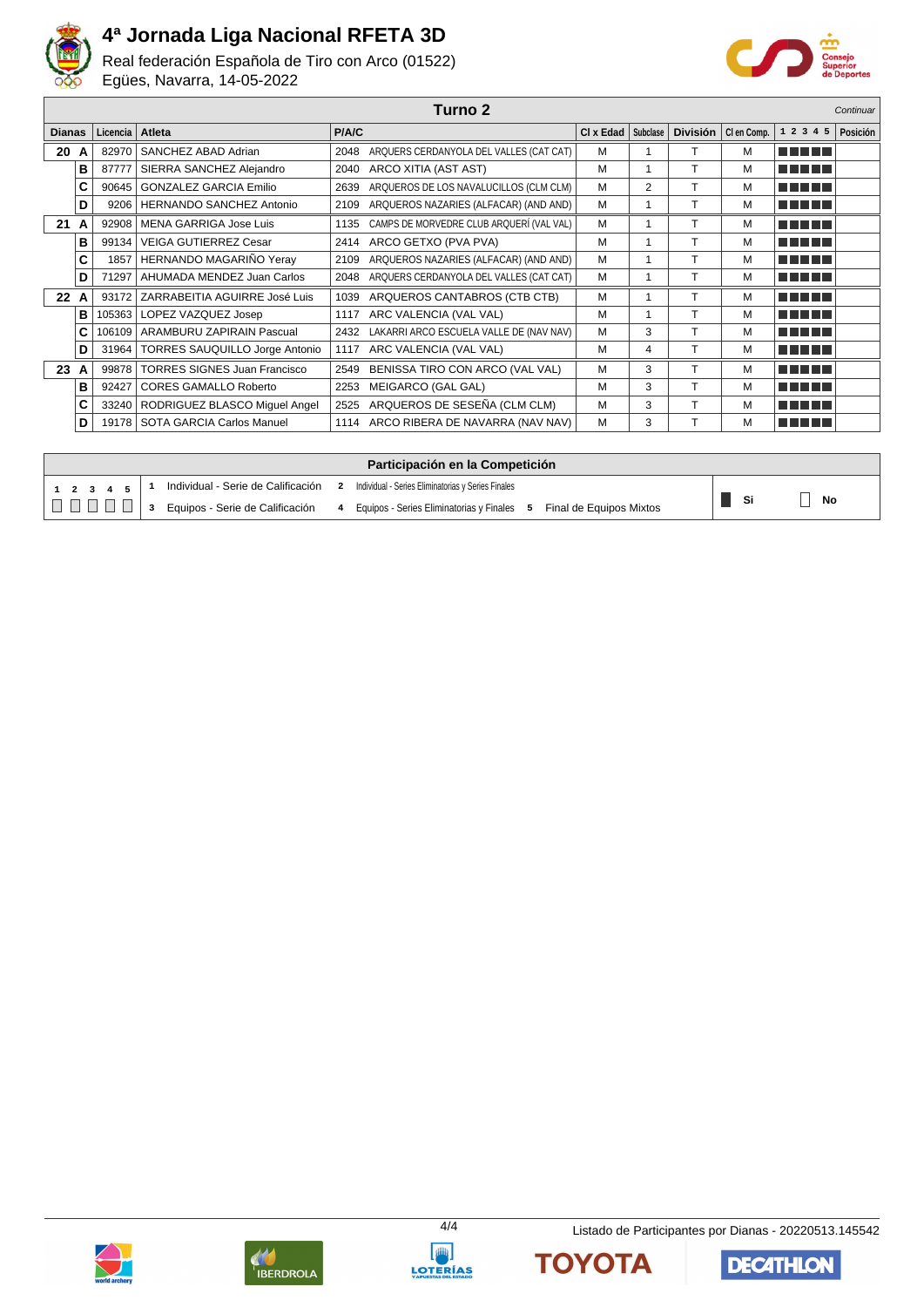# 4ª Jornada Liga Nacional RFETA 3D

Real federación Española de Tiro con Arco (01522)
Egües, Navarra, 14-05-2022

## Turno 2

*Continuar*

| Dianas | | Licencia | Atleta | P/A/C | | Cl x Edad | Subclase | División | Cl en Comp. | 1 2 3 4 5 | Posición |
|---|---|---|---|---|---|---|---|---|---|---|---|
| 20 | A | 82970 | SANCHEZ ABAD Adrian | 2048 | ARQUERS CERDANYOLA DEL VALLES (CAT CAT) | M | 1 | T | M | ■■■■■ | |
| | B | 87777 | SIERRA SANCHEZ Alejandro | 2040 | ARCO XITIA (AST AST) | M | 1 | T | M | ■■■■■ | |
| | C | 90645 | GONZALEZ GARCIA Emilio | 2639 | ARQUEROS DE LOS NAVALUCILLOS (CLM CLM) | M | 2 | T | M | ■■■■■ | |
| | D | 9206 | HERNANDO SANCHEZ Antonio | 2109 | ARQUEROS NAZARIES (ALFACAR) (AND AND) | M | 1 | T | M | ■■■■■ | |
| 21 | A | 92908 | MENA GARRIGA Jose Luis | 1135 | CAMPS DE MORVEDRE CLUB ARQUERÍ (VAL VAL) | M | 1 | T | M | ■■■■■ | |
| | B | 99134 | VEIGA GUTIERREZ Cesar | 2414 | ARCO GETXO (PVA PVA) | M | 1 | T | M | ■■■■■ | |
| | C | 1857 | HERNANDO MAGARIÑO Yeray | 2109 | ARQUEROS NAZARIES (ALFACAR) (AND AND) | M | 1 | T | M | ■■■■■ | |
| | D | 71297 | AHUMADA MENDEZ Juan Carlos | 2048 | ARQUERS CERDANYOLA DEL VALLES (CAT CAT) | M | 1 | T | M | ■■■■■ | |
| 22 | A | 93172 | ZARRABEITIA AGUIRRE José Luis | 1039 | ARQUEROS CANTABROS (CTB CTB) | M | 1 | T | M | ■■■■■ | |
| | B | 105363 | LOPEZ VAZQUEZ Josep | 1117 | ARC VALENCIA (VAL VAL) | M | 1 | T | M | ■■■■■ | |
| | C | 106109 | ARAMBURU ZAPIRAIN Pascual | 2432 | LAKARRI ARCO ESCUELA VALLE DE (NAV NAV) | M | 3 | T | M | ■■■■■ | |
| | D | 31964 | TORRES SAUQUILLO Jorge Antonio | 1117 | ARC VALENCIA (VAL VAL) | M | 4 | T | M | ■■■■■ | |
| 23 | A | 99878 | TORRES SIGNES Juan Francisco | 2549 | BENISSA TIRO CON ARCO (VAL VAL) | M | 3 | T | M | ■■■■■ | |
| | B | 92427 | CORES GAMALLO Roberto | 2253 | MEIGARCO (GAL GAL) | M | 3 | T | M | ■■■■■ | |
| | C | 33240 | RODRIGUEZ BLASCO Miguel Angel | 2525 | ARQUEROS DE SESEÑA (CLM CLM) | M | 3 | T | M | ■■■■■ | |
| | D | 19178 | SOTA GARCIA Carlos Manuel | 1114 | ARCO RIBERA DE NAVARRA (NAV NAV) | M | 3 | T | M | ■■■■■ | |

## Participación en la Competición

| | | |
|---|---|---|
| 1 2 3 4 5 <br> □ □ □ □ □ | 1 Individual - Serie de Calificación &nbsp; 2 Individual - Series Eliminatorias y Series Finales <br> 3 Equipos - Serie de Calificación &nbsp; 4 Equipos - Series Eliminatorias y Finales &nbsp; 5 Final de Equipos Mixtos | ■ Si &nbsp; □ No |

Listado de Participantes por Dianas - 20220513.145542